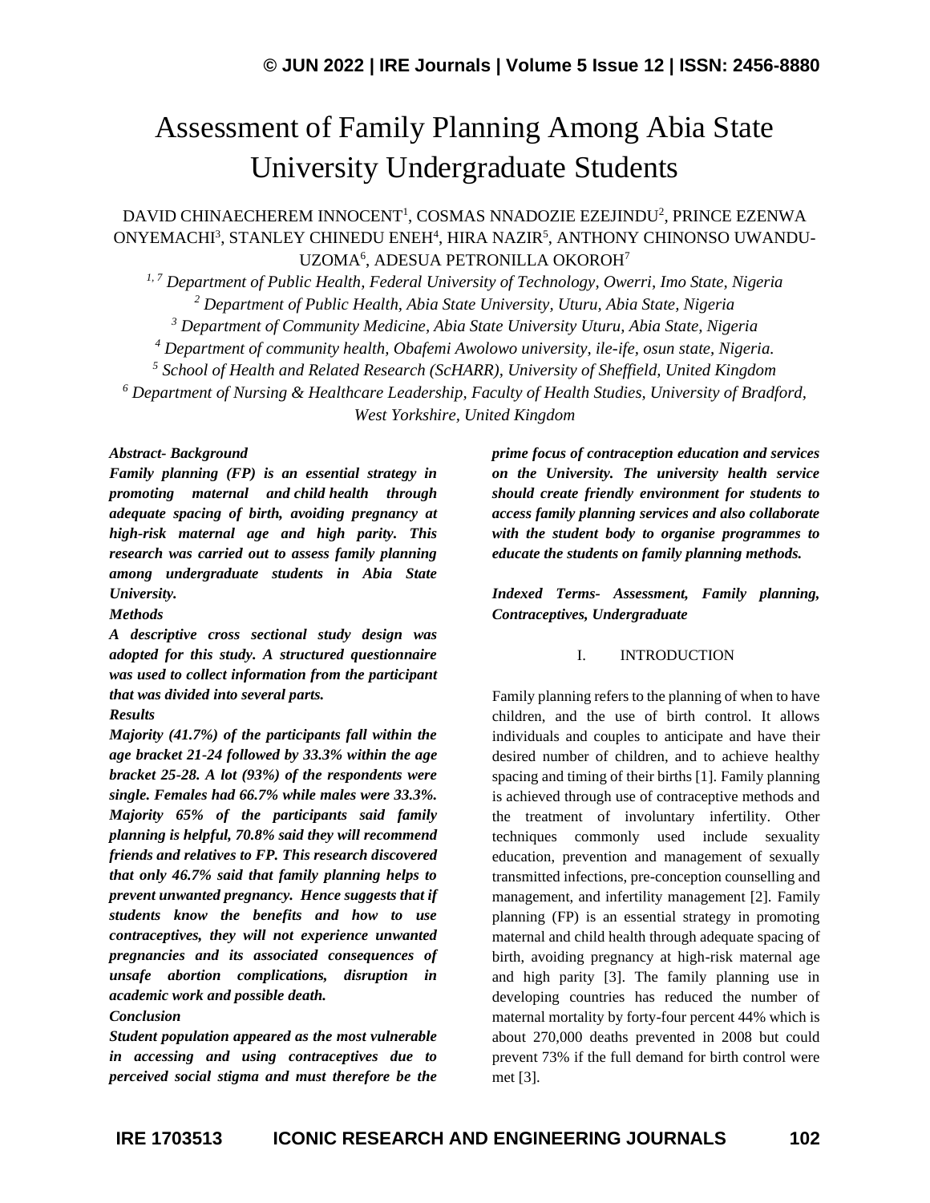# Assessment of Family Planning Among Abia State University Undergraduate Students

DAVID CHINAECHEREM INNOCENT[1], COSMAS NNADOZIE EZEJINDU[2], PRINCE EZENWA ONYEMACHI[3], STANLEY CHINEDU ENEH[4], HIRA NAZIR[5], ANTHONY CHINONSO UWANDU-UZOMA[6], ADESUA PETRONILLA OKOROH[7]

*[1, 7] Department of Public Health, Federal University of Technology, Owerri, Imo State, Nigeria*
*[2] Department of Public Health, Abia State University, Uturu, Abia State, Nigeria*
*[3] Department of Community Medicine, Abia State University Uturu, Abia State, Nigeria*
*[4] Department of community health, Obafemi Awolowo university, ile-ife, osun state, Nigeria.*
*[5] School of Health and Related Research (ScHARR), University of Sheffield, United Kingdom*
*[6] Department of Nursing & Healthcare Leadership, Faculty of Health Studies, University of Bradford, West Yorkshire, United Kingdom*

***Abstract- Background***

***Family planning (FP) is an essential strategy in promoting maternal and child health through adequate spacing of birth, avoiding pregnancy at high-risk maternal age and high parity. This research was carried out to assess family planning among undergraduate students in Abia State University.***

***Methods***

***A descriptive cross sectional study design was adopted for this study. A structured questionnaire was used to collect information from the participant that was divided into several parts.***

***Results***

***Majority (41.7%) of the participants fall within the age bracket 21-24 followed by 33.3% within the age bracket 25-28. A lot (93%) of the respondents were single. Females had 66.7% while males were 33.3%. Majority 65% of the participants said family planning is helpful, 70.8% said they will recommend friends and relatives to FP. This research discovered that only 46.7% said that family planning helps to prevent unwanted pregnancy. Hence suggests that if students know the benefits and how to use contraceptives, they will not experience unwanted pregnancies and its associated consequences of unsafe abortion complications, disruption in academic work and possible death.***

***Conclusion***

***Student population appeared as the most vulnerable in accessing and using contraceptives due to perceived social stigma and must therefore be the prime focus of contraception education and services on the University. The university health service should create friendly environment for students to access family planning services and also collaborate with the student body to organise programmes to educate the students on family planning methods.***

***Indexed Terms- Assessment, Family planning, Contraceptives, Undergraduate***

## I. INTRODUCTION

Family planning refers to the planning of when to have children, and the use of birth control. It allows individuals and couples to anticipate and have their desired number of children, and to achieve healthy spacing and timing of their births [1]. Family planning is achieved through use of contraceptive methods and the treatment of involuntary infertility. Other techniques commonly used include sexuality education, prevention and management of sexually transmitted infections, pre-conception counselling and management, and infertility management [2]. Family planning (FP) is an essential strategy in promoting maternal and child health through adequate spacing of birth, avoiding pregnancy at high-risk maternal age and high parity [3]. The family planning use in developing countries has reduced the number of maternal mortality by forty-four percent 44% which is about 270,000 deaths prevented in 2008 but could prevent 73% if the full demand for birth control were met [3].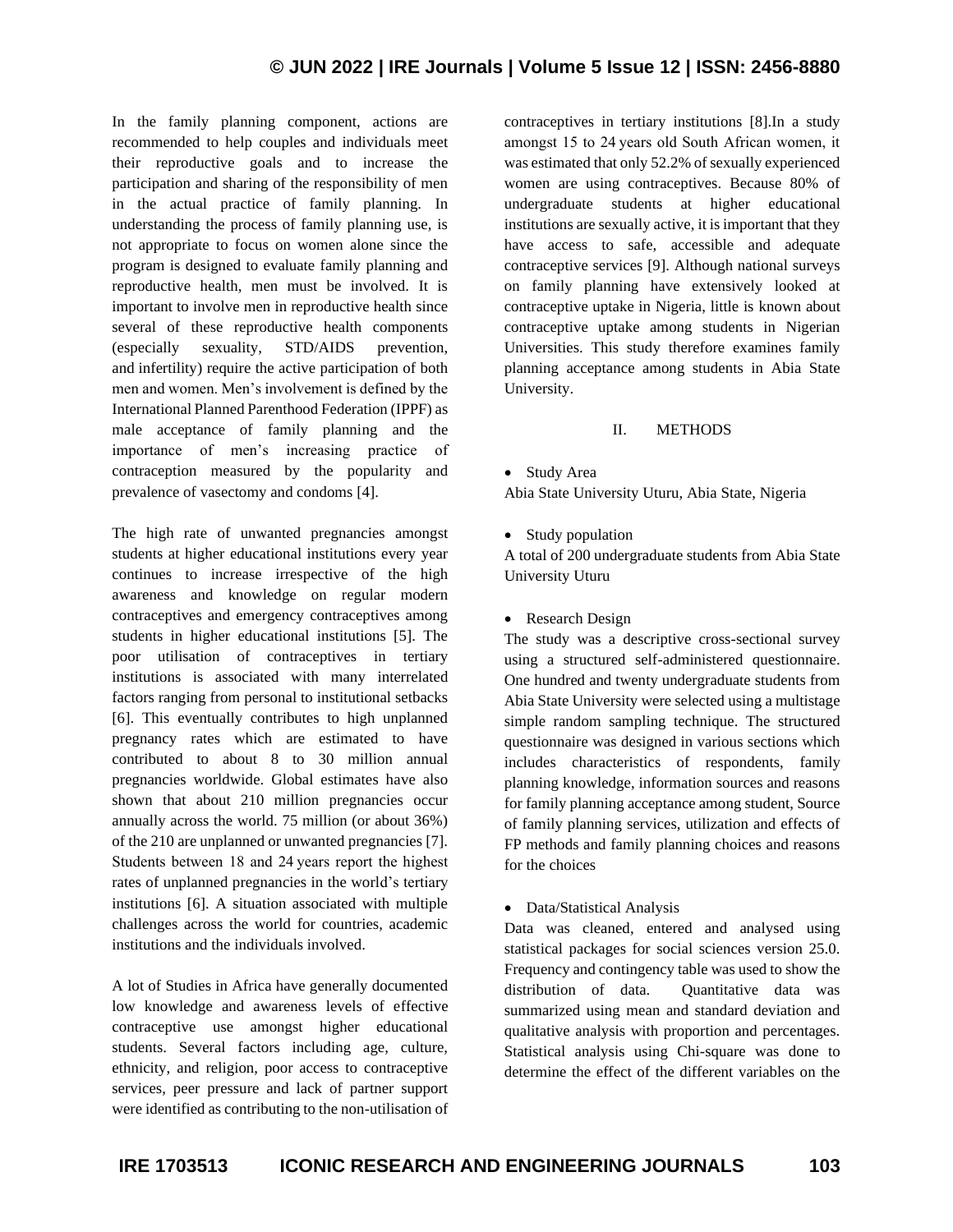In the family planning component, actions are recommended to help couples and individuals meet their reproductive goals and to increase the participation and sharing of the responsibility of men in the actual practice of family planning. In understanding the process of family planning use, is not appropriate to focus on women alone since the program is designed to evaluate family planning and reproductive health, men must be involved. It is important to involve men in reproductive health since several of these reproductive health components (especially sexuality, STD/AIDS prevention, and infertility) require the active participation of both men and women. Men's involvement is defined by the International Planned Parenthood Federation (IPPF) as male acceptance of family planning and the importance of men's increasing practice of contraception measured by the popularity and prevalence of vasectomy and condoms [4].

The high rate of unwanted pregnancies amongst students at higher educational institutions every year continues to increase irrespective of the high awareness and knowledge on regular modern contraceptives and emergency contraceptives among students in higher educational institutions [5]. The poor utilisation of contraceptives in tertiary institutions is associated with many interrelated factors ranging from personal to institutional setbacks [6]. This eventually contributes to high unplanned pregnancy rates which are estimated to have contributed to about 8 to 30 million annual pregnancies worldwide. Global estimates have also shown that about 210 million pregnancies occur annually across the world. 75 million (or about 36%) of the 210 are unplanned or unwanted pregnancies [7]. Students between 18 and 24 years report the highest rates of unplanned pregnancies in the world's tertiary institutions [6]. A situation associated with multiple challenges across the world for countries, academic institutions and the individuals involved.

A lot of Studies in Africa have generally documented low knowledge and awareness levels of effective contraceptive use amongst higher educational students. Several factors including age, culture, ethnicity, and religion, poor access to contraceptive services, peer pressure and lack of partner support were identified as contributing to the non-utilisation of contraceptives in tertiary institutions [8].In a study amongst 15 to 24 years old South African women, it was estimated that only 52.2% of sexually experienced women are using contraceptives. Because 80% of undergraduate students at higher educational institutions are sexually active, it is important that they have access to safe, accessible and adequate contraceptive services [9]. Although national surveys on family planning have extensively looked at contraceptive uptake in Nigeria, little is known about contraceptive uptake among students in Nigerian Universities. This study therefore examines family planning acceptance among students in Abia State University.

## II. METHODS

- Study Area

Abia State University Uturu, Abia State, Nigeria

- Study population

A total of 200 undergraduate students from Abia State University Uturu

- Research Design

The study was a descriptive cross-sectional survey using a structured self-administered questionnaire. One hundred and twenty undergraduate students from Abia State University were selected using a multistage simple random sampling technique. The structured questionnaire was designed in various sections which includes characteristics of respondents, family planning knowledge, information sources and reasons for family planning acceptance among student, Source of family planning services, utilization and effects of FP methods and family planning choices and reasons for the choices

- Data/Statistical Analysis

Data was cleaned, entered and analysed using statistical packages for social sciences version 25.0. Frequency and contingency table was used to show the distribution of data. Quantitative data was summarized using mean and standard deviation and qualitative analysis with proportion and percentages. Statistical analysis using Chi-square was done to determine the effect of the different variables on the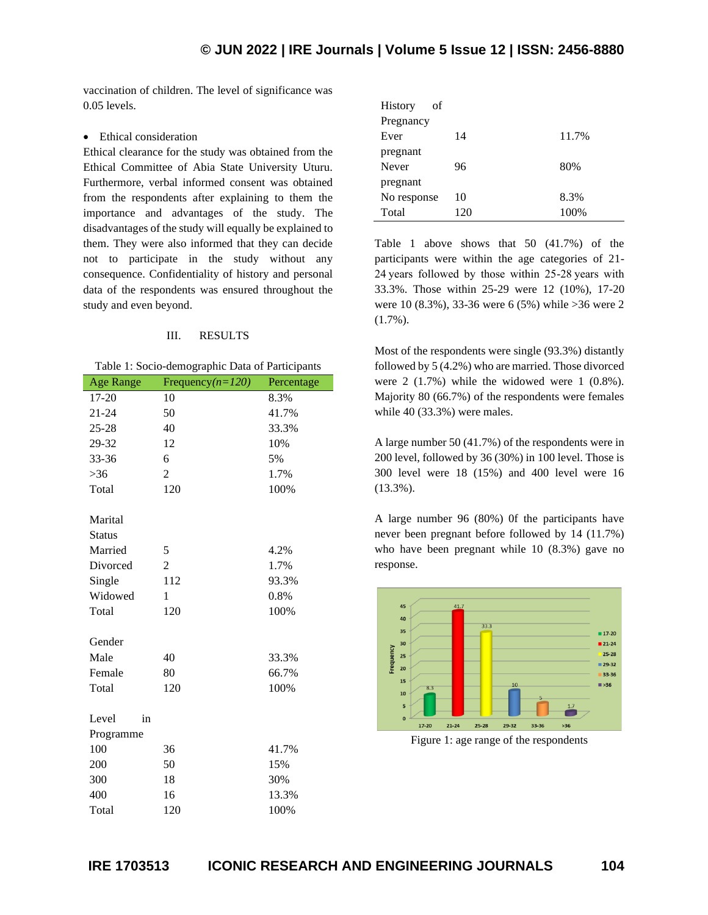vaccination of children. The level of significance was 0.05 levels.

- Ethical consideration

Ethical clearance for the study was obtained from the Ethical Committee of Abia State University Uturu. Furthermore, verbal informed consent was obtained from the respondents after explaining to them the importance and advantages of the study. The disadvantages of the study will equally be explained to them. They were also informed that they can decide not to participate in the study without any consequence. Confidentiality of history and personal data of the respondents was ensured throughout the study and even beyond.

## III. RESULTS

Table 1: Socio-demographic Data of Participants

| Age Range | Frequency(*n=120*) | Percentage |
|---|---|---|
| 17-20 | 10 | 8.3% |
| 21-24 | 50 | 41.7% |
| 25-28 | 40 | 33.3% |
| 29-32 | 12 | 10% |
| 33-36 | 6 | 5% |
| >36 | 2 | 1.7% |
| Total | 120 | 100% |
| Marital Status | | |
| Married | 5 | 4.2% |
| Divorced | 2 | 1.7% |
| Single | 112 | 93.3% |
| Widowed | 1 | 0.8% |
| Total | 120 | 100% |
| Gender | | |
| Male | 40 | 33.3% |
| Female | 80 | 66.7% |
| Total | 120 | 100% |
| Level in Programme | | |
| 100 | 36 | 41.7% |
| 200 | 50 | 15% |
| 300 | 18 | 30% |
| 400 | 16 | 13.3% |
| Total | 120 | 100% |
| History of Pregnancy | | |
| Ever pregnant | 14 | 11.7% |
| Never pregnant | 96 | 80% |
| No response | 10 | 8.3% |
| Total | 120 | 100% |

Table 1 above shows that 50 (41.7%) of the participants were within the age categories of 21-24 years followed by those within 25-28 years with 33.3%. Those within 25-29 were 12 (10%), 17-20 were 10 (8.3%), 33-36 were 6 (5%) while >36 were 2 (1.7%).

Most of the respondents were single (93.3%) distantly followed by 5 (4.2%) who are married. Those divorced were 2 (1.7%) while the widowed were 1 (0.8%). Majority 80 (66.7%) of the respondents were females while 40 (33.3%) were males.

A large number 50 (41.7%) of the respondents were in 200 level, followed by 36 (30%) in 100 level. Those is 300 level were 18 (15%) and 400 level were 16 (13.3%).

A large number 96 (80%) 0f the participants have never been pregnant before followed by 14 (11.7%) who have been pregnant while 10 (8.3%) gave no response.

Figure 1: age range of the respondents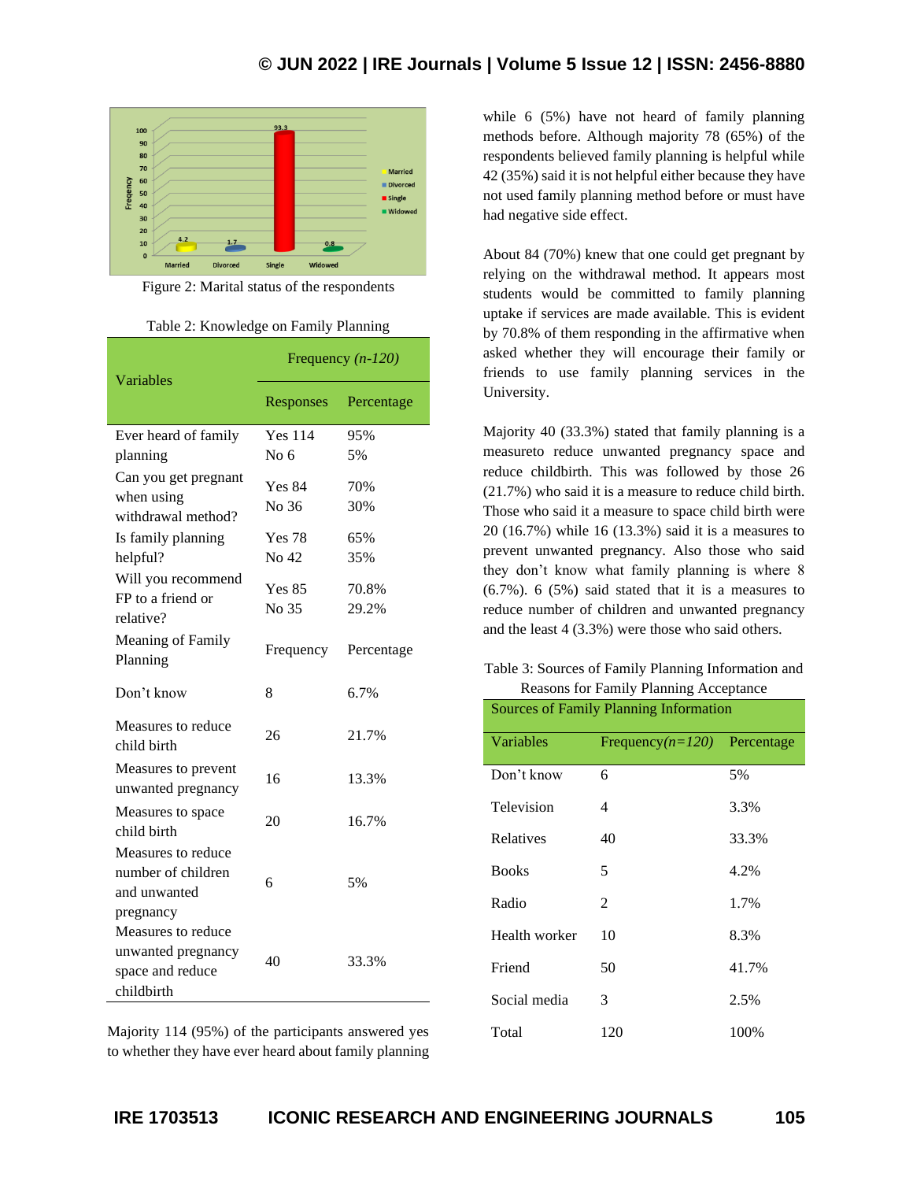Figure 2: Marital status of the respondents

Table 2: Knowledge on Family Planning

| Variables | Frequency *(n-120)* | |
|---|---|---|
| | Responses | Percentage |
| Ever heard of family planning | Yes 114<br>No 6 | 95%<br>5% |
| Can you get pregnant when using withdrawal method? | Yes 84<br>No 36 | 70%<br>30% |
| Is family planning helpful? | Yes 78<br>No 42 | 65%<br>35% |
| Will you recommend FP to a friend or relative? | Yes 85<br>No 35 | 70.8%<br>29.2% |
| Meaning of Family Planning | Frequency | Percentage |
| Don't know | 8 | 6.7% |
| Measures to reduce child birth | 26 | 21.7% |
| Measures to prevent unwanted pregnancy | 16 | 13.3% |
| Measures to space child birth | 20 | 16.7% |
| Measures to reduce number of children and unwanted pregnancy | 6 | 5% |
| Measures to reduce unwanted pregnancy space and reduce childbirth | 40 | 33.3% |

Majority 114 (95%) of the participants answered yes to whether they have ever heard about family planning while 6 (5%) have not heard of family planning methods before. Although majority 78 (65%) of the respondents believed family planning is helpful while 42 (35%) said it is not helpful either because they have not used family planning method before or must have had negative side effect.

About 84 (70%) knew that one could get pregnant by relying on the withdrawal method. It appears most students would be committed to family planning uptake if services are made available. This is evident by 70.8% of them responding in the affirmative when asked whether they will encourage their family or friends to use family planning services in the University.

Majority 40 (33.3%) stated that family planning is a measureto reduce unwanted pregnancy space and reduce childbirth. This was followed by those 26 (21.7%) who said it is a measure to reduce child birth. Those who said it a measure to space child birth were 20 (16.7%) while 16 (13.3%) said it is a measures to prevent unwanted pregnancy. Also those who said they don't know what family planning is where 8 (6.7%). 6 (5%) said stated that it is a measures to reduce number of children and unwanted pregnancy and the least 4 (3.3%) were those who said others.

Table 3: Sources of Family Planning Information and Reasons for Family Planning Acceptance

| Sources of Family Planning Information | | |
|---|---|---|
| Variables | Frequency*(n=120)* | Percentage |
| Don't know | 6 | 5% |
| Television | 4 | 3.3% |
| Relatives | 40 | 33.3% |
| Books | 5 | 4.2% |
| Radio | 2 | 1.7% |
| Health worker | 10 | 8.3% |
| Friend | 50 | 41.7% |
| Social media | 3 | 2.5% |
| Total | 120 | 100% |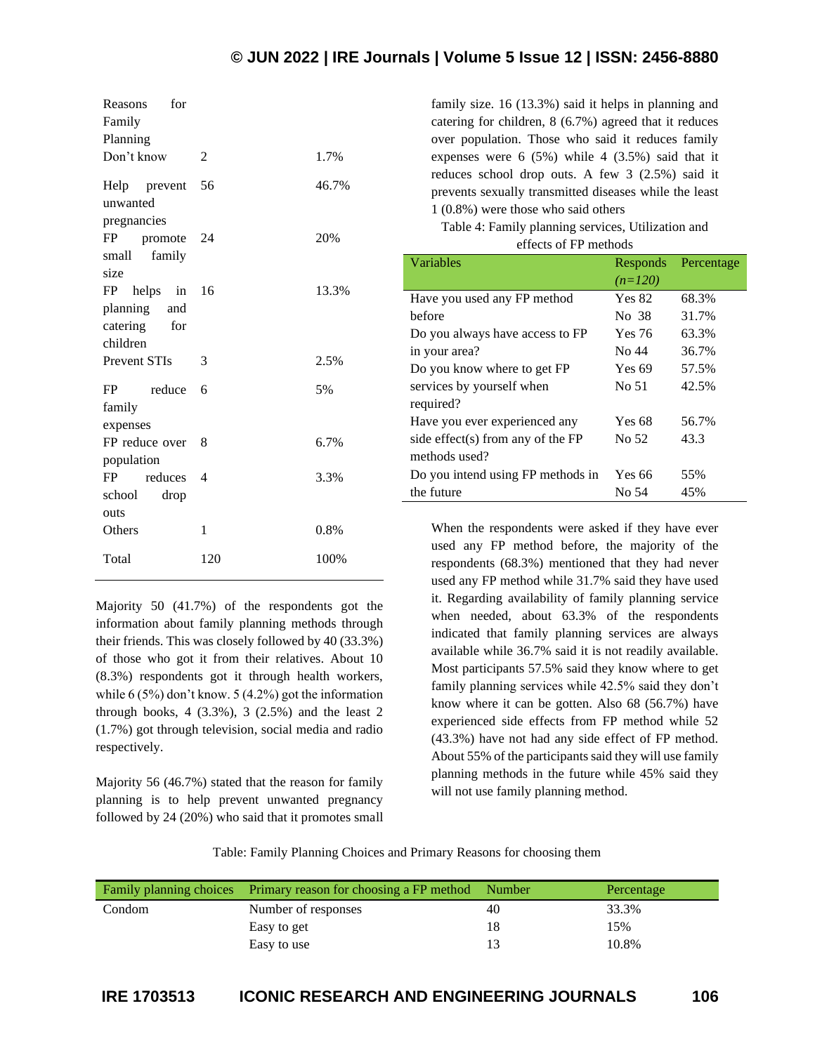| Reasons for Family Planning | | |
|---|---|---|
| Don't know | 2 | 1.7% |
| Help prevent unwanted pregnancies | 56 | 46.7% |
| FP promote small family size | 24 | 20% |
| FP helps in planning and catering for children | 16 | 13.3% |
| Prevent STIs | 3 | 2.5% |
| FP reduce family expenses | 6 | 5% |
| FP reduce over population | 8 | 6.7% |
| FP reduces school drop outs | 4 | 3.3% |
| Others | 1 | 0.8% |
| Total | 120 | 100% |

Majority 50 (41.7%) of the respondents got the information about family planning methods through their friends. This was closely followed by 40 (33.3%) of those who got it from their relatives. About 10 (8.3%) respondents got it through health workers, while 6 (5%) don't know. 5 (4.2%) got the information through books, 4 (3.3%), 3 (2.5%) and the least 2 (1.7%) got through television, social media and radio respectively.

Majority 56 (46.7%) stated that the reason for family planning is to help prevent unwanted pregnancy followed by 24 (20%) who said that it promotes small family size. 16 (13.3%) said it helps in planning and catering for children, 8 (6.7%) agreed that it reduces over population. Those who said it reduces family expenses were 6 (5%) while 4 (3.5%) said that it reduces school drop outs. A few 3 (2.5%) said it prevents sexually transmitted diseases while the least 1 (0.8%) were those who said others

Table 4: Family planning services, Utilization and effects of FP methods

| Variables | Responds *(n=120)* | Percentage |
|---|---|---|
| Have you used any FP method before | Yes 82<br>No 38 | 68.3%<br>31.7% |
| Do you always have access to FP in your area? | Yes 76<br>No 44 | 63.3%<br>36.7% |
| Do you know where to get FP services by yourself when required? | Yes 69<br>No 51 | 57.5%<br>42.5% |
| Have you ever experienced any side effect(s) from any of the FP methods used? | Yes 68<br>No 52 | 56.7%<br>43.3 |
| Do you intend using FP methods in the future | Yes 66<br>No 54 | 55%<br>45% |

When the respondents were asked if they have ever used any FP method before, the majority of the respondents (68.3%) mentioned that they had never used any FP method while 31.7% said they have used it. Regarding availability of family planning service when needed, about 63.3% of the respondents indicated that family planning services are always available while 36.7% said it is not readily available. Most participants 57.5% said they know where to get family planning services while 42.5% said they don't know where it can be gotten. Also 68 (56.7%) have experienced side effects from FP method while 52 (43.3%) have not had any side effect of FP method. About 55% of the participants said they will use family planning methods in the future while 45% said they will not use family planning method.

Table: Family Planning Choices and Primary Reasons for choosing them

| Family planning choices | Primary reason for choosing a FP method | Number | Percentage |
|---|---|---|---|
| Condom | Number of responses | 40 | 33.3% |
| | Easy to get | 18 | 15% |
| | Easy to use | 13 | 10.8% |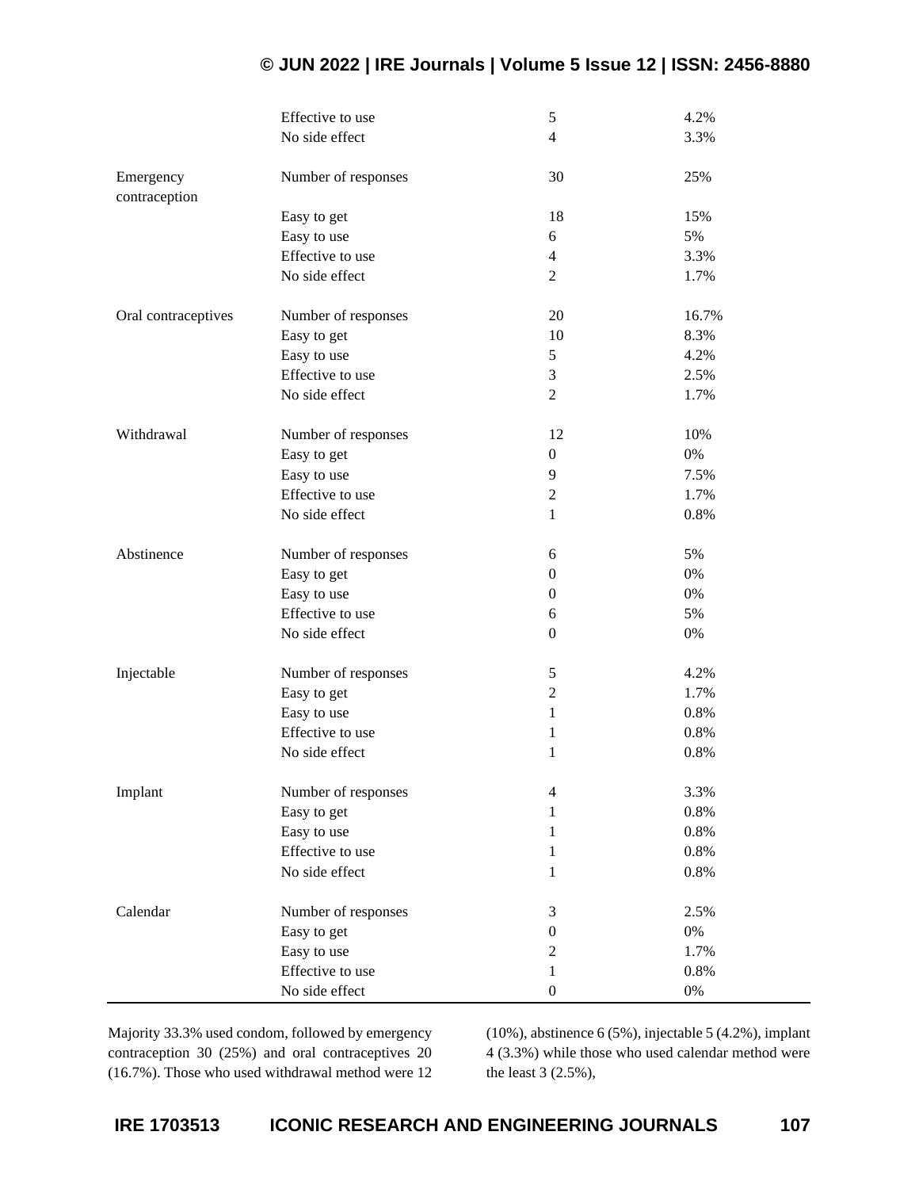|  |  |  |  |
|---|---|---|---|
|  | Effective to use | 5 | 4.2% |
|  | No side effect | 4 | 3.3% |
| Emergency contraception | Number of responses | 30 | 25% |
|  | Easy to get | 18 | 15% |
|  | Easy to use | 6 | 5% |
|  | Effective to use | 4 | 3.3% |
|  | No side effect | 2 | 1.7% |
| Oral contraceptives | Number of responses | 20 | 16.7% |
|  | Easy to get | 10 | 8.3% |
|  | Easy to use | 5 | 4.2% |
|  | Effective to use | 3 | 2.5% |
|  | No side effect | 2 | 1.7% |
| Withdrawal | Number of responses | 12 | 10% |
|  | Easy to get | 0 | 0% |
|  | Easy to use | 9 | 7.5% |
|  | Effective to use | 2 | 1.7% |
|  | No side effect | 1 | 0.8% |
| Abstinence | Number of responses | 6 | 5% |
|  | Easy to get | 0 | 0% |
|  | Easy to use | 0 | 0% |
|  | Effective to use | 6 | 5% |
|  | No side effect | 0 | 0% |
| Injectable | Number of responses | 5 | 4.2% |
|  | Easy to get | 2 | 1.7% |
|  | Easy to use | 1 | 0.8% |
|  | Effective to use | 1 | 0.8% |
|  | No side effect | 1 | 0.8% |
| Implant | Number of responses | 4 | 3.3% |
|  | Easy to get | 1 | 0.8% |
|  | Easy to use | 1 | 0.8% |
|  | Effective to use | 1 | 0.8% |
|  | No side effect | 1 | 0.8% |
| Calendar | Number of responses | 3 | 2.5% |
|  | Easy to get | 0 | 0% |
|  | Easy to use | 2 | 1.7% |
|  | Effective to use | 1 | 0.8% |
|  | No side effect | 0 | 0% |

Majority 33.3% used condom, followed by emergency contraception 30 (25%) and oral contraceptives 20 (16.7%). Those who used withdrawal method were 12 (10%), abstinence 6 (5%), injectable 5 (4.2%), implant 4 (3.3%) while those who used calendar method were the least 3 (2.5%),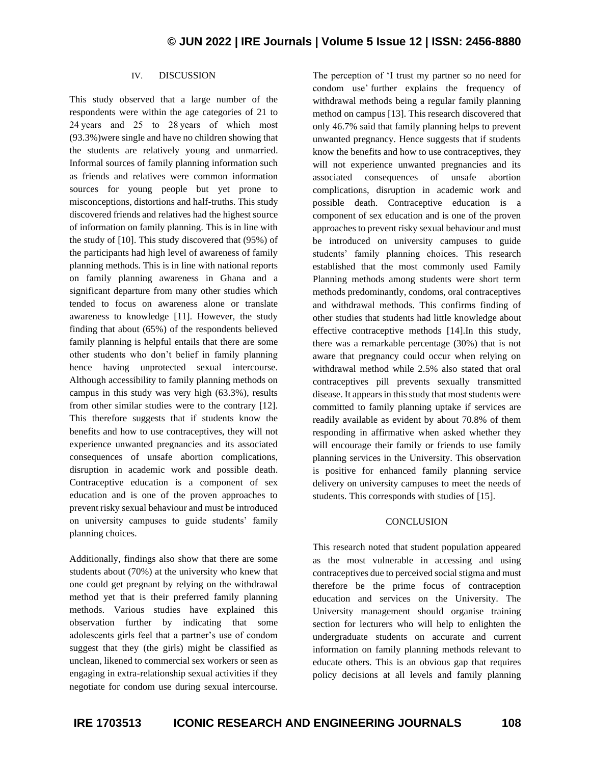## IV. DISCUSSION

This study observed that a large number of the respondents were within the age categories of 21 to 24 years and 25 to 28 years of which most (93.3%)were single and have no children showing that the students are relatively young and unmarried. Informal sources of family planning information such as friends and relatives were common information sources for young people but yet prone to misconceptions, distortions and half-truths. This study discovered friends and relatives had the highest source of information on family planning. This is in line with the study of [10]. This study discovered that (95%) of the participants had high level of awareness of family planning methods. This is in line with national reports on family planning awareness in Ghana and a significant departure from many other studies which tended to focus on awareness alone or translate awareness to knowledge [11]. However, the study finding that about (65%) of the respondents believed family planning is helpful entails that there are some other students who don't belief in family planning hence having unprotected sexual intercourse. Although accessibility to family planning methods on campus in this study was very high (63.3%), results from other similar studies were to the contrary [12]. This therefore suggests that if students know the benefits and how to use contraceptives, they will not experience unwanted pregnancies and its associated consequences of unsafe abortion complications, disruption in academic work and possible death. Contraceptive education is a component of sex education and is one of the proven approaches to prevent risky sexual behaviour and must be introduced on university campuses to guide students' family planning choices.

Additionally, findings also show that there are some students about (70%) at the university who knew that one could get pregnant by relying on the withdrawal method yet that is their preferred family planning methods. Various studies have explained this observation further by indicating that some adolescents girls feel that a partner's use of condom suggest that they (the girls) might be classified as unclean, likened to commercial sex workers or seen as engaging in extra-relationship sexual activities if they negotiate for condom use during sexual intercourse. The perception of 'I trust my partner so no need for condom use' further explains the frequency of withdrawal methods being a regular family planning method on campus [13]. This research discovered that only 46.7% said that family planning helps to prevent unwanted pregnancy. Hence suggests that if students know the benefits and how to use contraceptives, they will not experience unwanted pregnancies and its associated consequences of unsafe abortion complications, disruption in academic work and possible death. Contraceptive education is a component of sex education and is one of the proven approaches to prevent risky sexual behaviour and must be introduced on university campuses to guide students' family planning choices. This research established that the most commonly used Family Planning methods among students were short term methods predominantly, condoms, oral contraceptives and withdrawal methods. This confirms finding of other studies that students had little knowledge about effective contraceptive methods [14].In this study, there was a remarkable percentage (30%) that is not aware that pregnancy could occur when relying on withdrawal method while 2.5% also stated that oral contraceptives pill prevents sexually transmitted disease. It appears in this study that most students were committed to family planning uptake if services are readily available as evident by about 70.8% of them responding in affirmative when asked whether they will encourage their family or friends to use family planning services in the University. This observation is positive for enhanced family planning service delivery on university campuses to meet the needs of students. This corresponds with studies of [15].

## CONCLUSION

This research noted that student population appeared as the most vulnerable in accessing and using contraceptives due to perceived social stigma and must therefore be the prime focus of contraception education and services on the University. The University management should organise training section for lecturers who will help to enlighten the undergraduate students on accurate and current information on family planning methods relevant to educate others. This is an obvious gap that requires policy decisions at all levels and family planning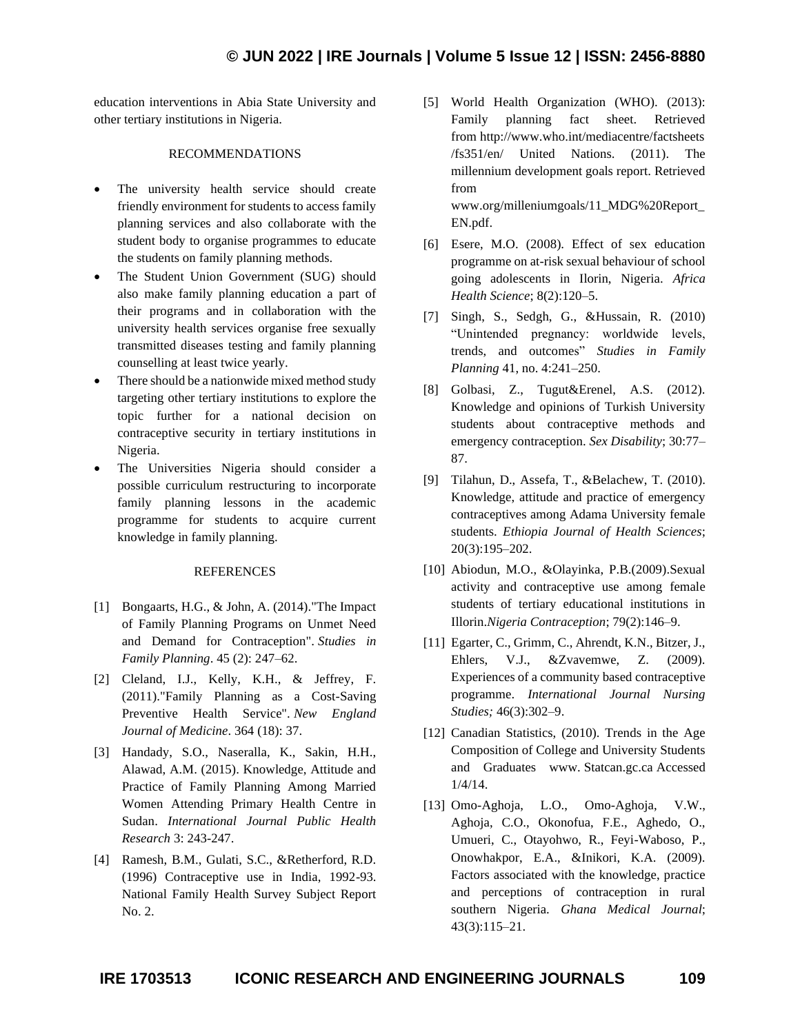education interventions in Abia State University and other tertiary institutions in Nigeria.

## RECOMMENDATIONS

- The university health service should create friendly environment for students to access family planning services and also collaborate with the student body to organise programmes to educate the students on family planning methods.
- The Student Union Government (SUG) should also make family planning education a part of their programs and in collaboration with the university health services organise free sexually transmitted diseases testing and family planning counselling at least twice yearly.
- There should be a nationwide mixed method study targeting other tertiary institutions to explore the topic further for a national decision on contraceptive security in tertiary institutions in Nigeria.
- The Universities Nigeria should consider a possible curriculum restructuring to incorporate family planning lessons in the academic programme for students to acquire current knowledge in family planning.

## REFERENCES

[1] Bongaarts, H.G., & John, A. (2014)."The Impact of Family Planning Programs on Unmet Need and Demand for Contraception". *Studies in Family Planning*. 45 (2): 247–62.

[2] Cleland, I.J., Kelly, K.H., & Jeffrey, F. (2011)."Family Planning as a Cost-Saving Preventive Health Service". *New England Journal of Medicine*. 364 (18): 37.

[3] Handady, S.O., Naseralla, K., Sakin, H.H., Alawad, A.M. (2015). Knowledge, Attitude and Practice of Family Planning Among Married Women Attending Primary Health Centre in Sudan. *International Journal Public Health Research* 3: 243-247.

[4] Ramesh, B.M., Gulati, S.C., &Retherford, R.D. (1996) Contraceptive use in India, 1992-93. National Family Health Survey Subject Report No. 2.

[5] World Health Organization (WHO). (2013): Family planning fact sheet. Retrieved from http://www.who.int/mediacentre/factsheets/fs351/en/ United Nations. (2011). The millennium development goals report. Retrieved from www.org/milleniumgoals/11_MDG%20Report_EN.pdf.

[6] Esere, M.O. (2008). Effect of sex education programme on at-risk sexual behaviour of school going adolescents in Ilorin, Nigeria. *Africa Health Science*; 8(2):120–5.

[7] Singh, S., Sedgh, G., &Hussain, R. (2010) "Unintended pregnancy: worldwide levels, trends, and outcomes" *Studies in Family Planning* 41, no. 4:241–250.

[8] Golbasi, Z., Tugut&Erenel, A.S. (2012). Knowledge and opinions of Turkish University students about contraceptive methods and emergency contraception. *Sex Disability*; 30:77–87.

[9] Tilahun, D., Assefa, T., &Belachew, T. (2010). Knowledge, attitude and practice of emergency contraceptives among Adama University female students. *Ethiopia Journal of Health Sciences*; 20(3):195–202.

[10] Abiodun, M.O., &Olayinka, P.B.(2009).Sexual activity and contraceptive use among female students of tertiary educational institutions in Illorin.*Nigeria Contraception*; 79(2):146–9.

[11] Egarter, C., Grimm, C., Ahrendt, K.N., Bitzer, J., Ehlers, V.J., &Zvavemwe, Z. (2009). Experiences of a community based contraceptive programme. *International Journal Nursing Studies;* 46(3):302–9.

[12] Canadian Statistics, (2010). Trends in the Age Composition of College and University Students and Graduates www. Statcan.gc.ca Accessed 1/4/14.

[13] Omo-Aghoja, L.O., Omo-Aghoja, V.W., Aghoja, C.O., Okonofua, F.E., Aghedo, O., Umueri, C., Otayohwo, R., Feyi-Waboso, P., Onowhakpor, E.A., &Inikori, K.A. (2009). Factors associated with the knowledge, practice and perceptions of contraception in rural southern Nigeria. *Ghana Medical Journal*; 43(3):115–21.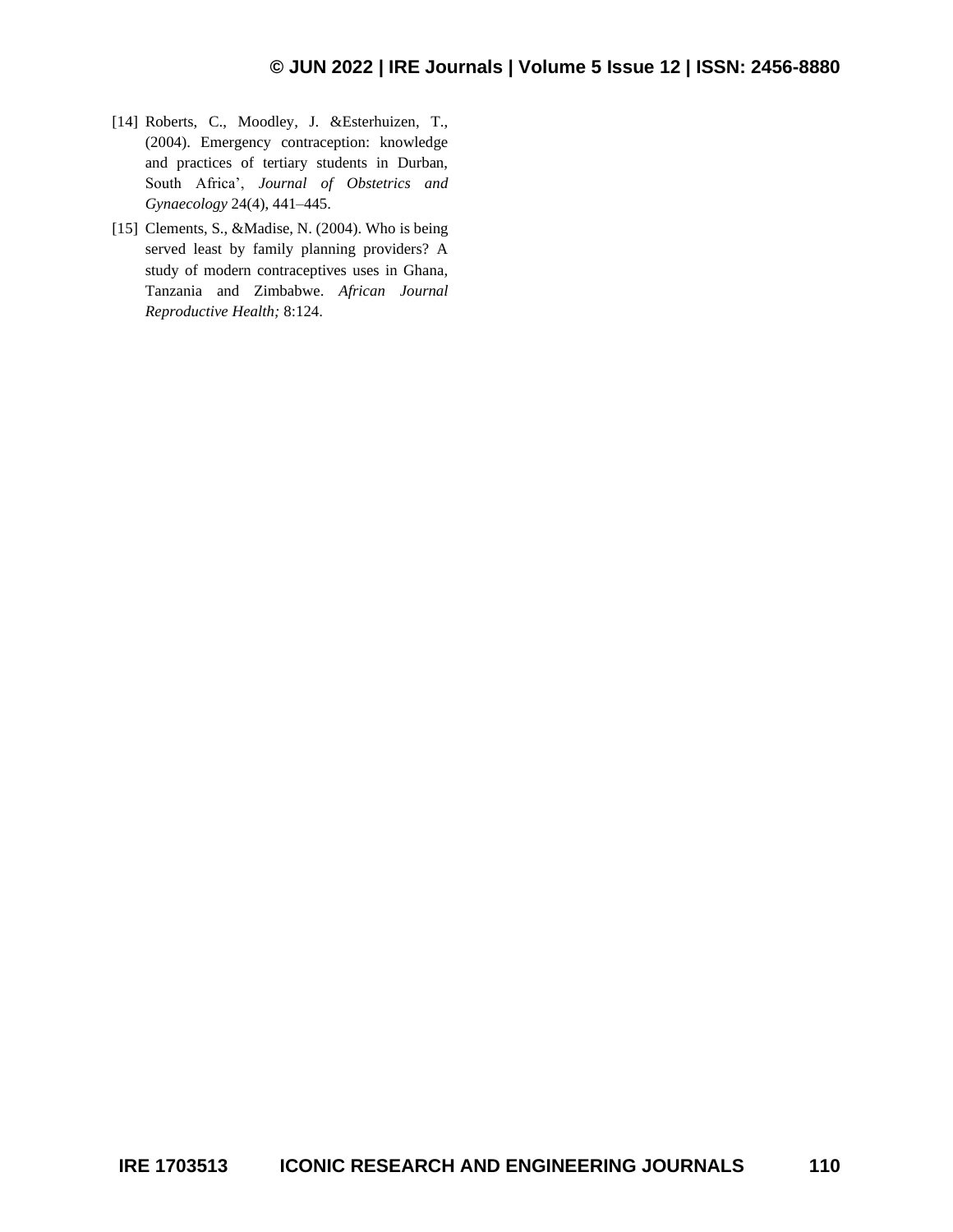[14] Roberts, C., Moodley, J. &Esterhuizen, T., (2004). Emergency contraception: knowledge and practices of tertiary students in Durban, South Africa', *Journal of Obstetrics and Gynaecology* 24(4), 441–445.

[15] Clements, S., &Madise, N. (2004). Who is being served least by family planning providers? A study of modern contraceptives uses in Ghana, Tanzania and Zimbabwe. *African Journal Reproductive Health;* 8:124.